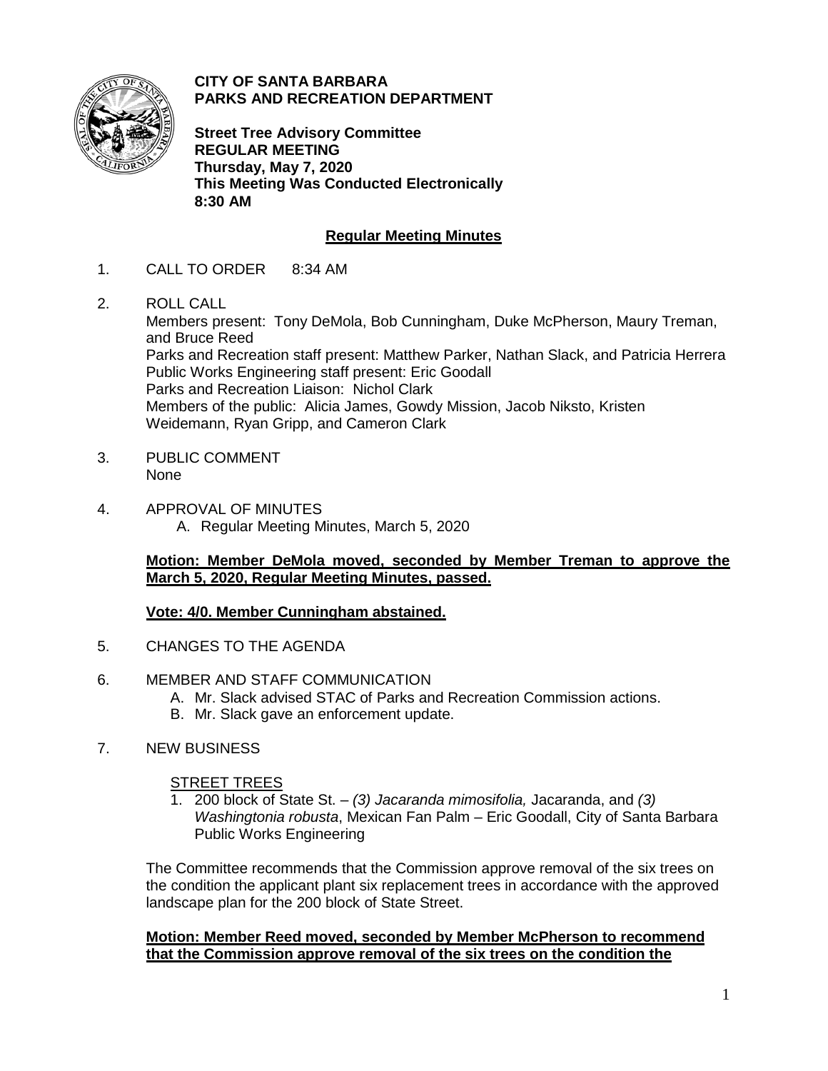**CITY OF SANTA BARBARA**
**PARKS AND RECREATION DEPARTMENT**

**Street Tree Advisory Committee**
**REGULAR MEETING**
**Thursday, May 7, 2020**
**This Meeting Was Conducted Electronically**
**8:30 AM**

## Regular Meeting Minutes

1. CALL TO ORDER 8:34 AM

2. ROLL CALL
   Members present: Tony DeMola, Bob Cunningham, Duke McPherson, Maury Treman, and Bruce Reed
   Parks and Recreation staff present: Matthew Parker, Nathan Slack, and Patricia Herrera
   Public Works Engineering staff present: Eric Goodall
   Parks and Recreation Liaison: Nichol Clark
   Members of the public: Alicia James, Gowdy Mission, Jacob Niksto, Kristen Weidemann, Ryan Gripp, and Cameron Clark

3. PUBLIC COMMENT
   None

4. APPROVAL OF MINUTES
   A. Regular Meeting Minutes, March 5, 2020

   **Motion: Member DeMola moved, seconded by Member Treman to approve the March 5, 2020, Regular Meeting Minutes, passed.**

   **Vote: 4/0. Member Cunningham abstained.**

5. CHANGES TO THE AGENDA

6. MEMBER AND STAFF COMMUNICATION
   A. Mr. Slack advised STAC of Parks and Recreation Commission actions.
   B. Mr. Slack gave an enforcement update.

7. NEW BUSINESS

   STREET TREES
   1. 200 block of State St. – *(3) Jacaranda mimosifolia,* Jacaranda, and *(3) Washingtonia robusta*, Mexican Fan Palm – Eric Goodall, City of Santa Barbara Public Works Engineering

   The Committee recommends that the Commission approve removal of the six trees on the condition the applicant plant six replacement trees in accordance with the approved landscape plan for the 200 block of State Street.

   **Motion: Member Reed moved, seconded by Member McPherson to recommend that the Commission approve removal of the six trees on the condition the**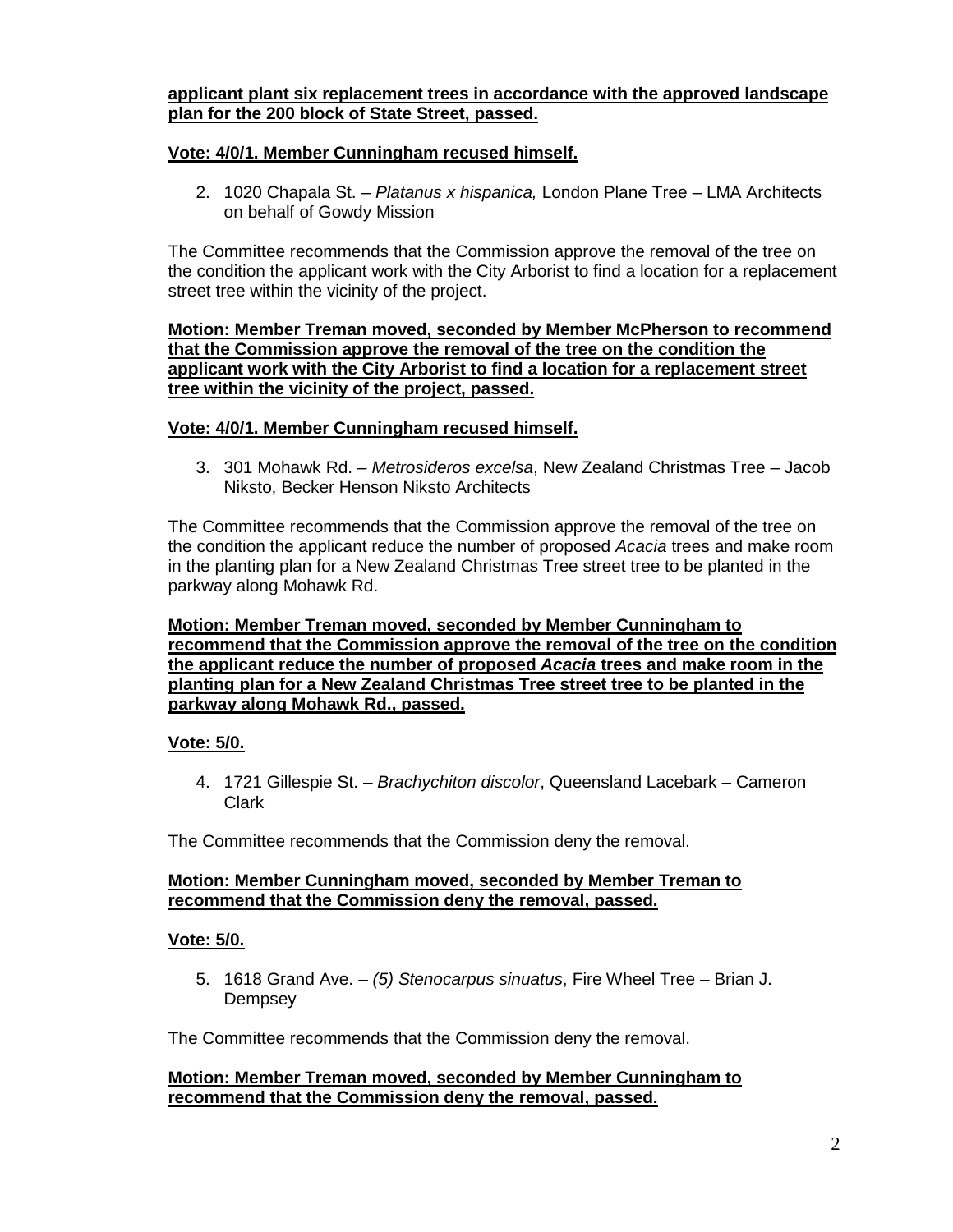**applicant plant six replacement trees in accordance with the approved landscape plan for the 200 block of State Street, passed.**

**Vote: 4/0/1. Member Cunningham recused himself.**

2. 1020 Chapala St. – *Platanus x hispanica,* London Plane Tree – LMA Architects on behalf of Gowdy Mission

The Committee recommends that the Commission approve the removal of the tree on the condition the applicant work with the City Arborist to find a location for a replacement street tree within the vicinity of the project.

**Motion: Member Treman moved, seconded by Member McPherson to recommend that the Commission approve the removal of the tree on the condition the applicant work with the City Arborist to find a location for a replacement street tree within the vicinity of the project, passed.**

**Vote: 4/0/1. Member Cunningham recused himself.**

3. 301 Mohawk Rd. – *Metrosideros excelsa*, New Zealand Christmas Tree – Jacob Niksto, Becker Henson Niksto Architects

The Committee recommends that the Commission approve the removal of the tree on the condition the applicant reduce the number of proposed *Acacia* trees and make room in the planting plan for a New Zealand Christmas Tree street tree to be planted in the parkway along Mohawk Rd.

**Motion: Member Treman moved, seconded by Member Cunningham to recommend that the Commission approve the removal of the tree on the condition the applicant reduce the number of proposed *Acacia* trees and make room in the planting plan for a New Zealand Christmas Tree street tree to be planted in the parkway along Mohawk Rd., passed.**

**Vote: 5/0.**

4. 1721 Gillespie St. – *Brachychiton discolor*, Queensland Lacebark – Cameron Clark

The Committee recommends that the Commission deny the removal.

**Motion: Member Cunningham moved, seconded by Member Treman to recommend that the Commission deny the removal, passed.**

**Vote: 5/0.**

5. 1618 Grand Ave. – *(5) Stenocarpus sinuatus*, Fire Wheel Tree – Brian J. Dempsey

The Committee recommends that the Commission deny the removal.

**Motion: Member Treman moved, seconded by Member Cunningham to recommend that the Commission deny the removal, passed.**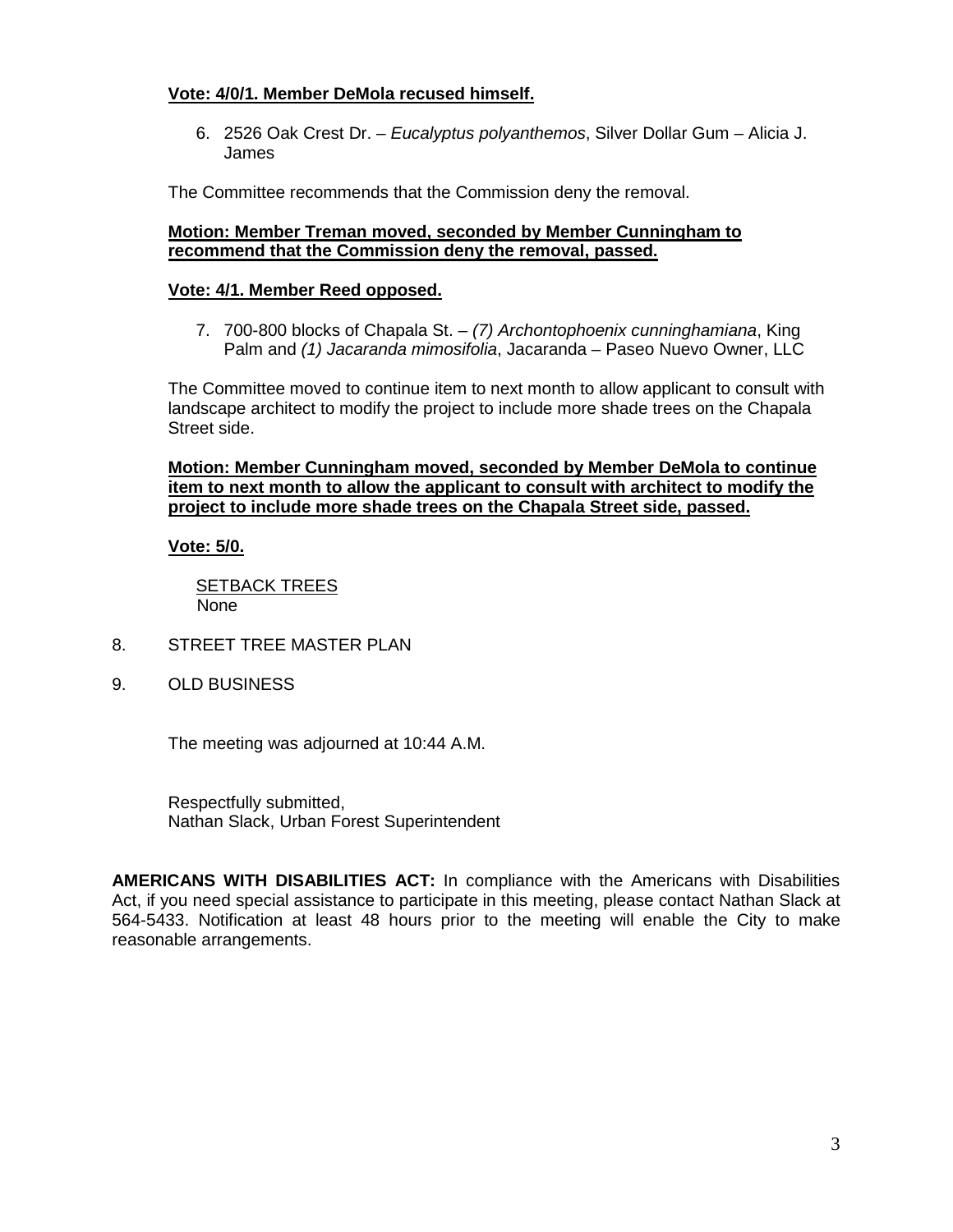**Vote: 4/0/1. Member DeMola recused himself.**

6. 2526 Oak Crest Dr. – *Eucalyptus polyanthemos*, Silver Dollar Gum – Alicia J. James

The Committee recommends that the Commission deny the removal.

**Motion: Member Treman moved, seconded by Member Cunningham to recommend that the Commission deny the removal, passed.**

**Vote: 4/1. Member Reed opposed.**

7. 700-800 blocks of Chapala St. – *(7) Archontophoenix cunninghamiana*, King Palm and *(1) Jacaranda mimosifolia*, Jacaranda – Paseo Nuevo Owner, LLC

The Committee moved to continue item to next month to allow applicant to consult with landscape architect to modify the project to include more shade trees on the Chapala Street side.

**Motion: Member Cunningham moved, seconded by Member DeMola to continue item to next month to allow the applicant to consult with architect to modify the project to include more shade trees on the Chapala Street side, passed.**

**Vote: 5/0.**

SETBACK TREES
None

8. STREET TREE MASTER PLAN

9. OLD BUSINESS

The meeting was adjourned at 10:44 A.M.

Respectfully submitted,
Nathan Slack, Urban Forest Superintendent

**AMERICANS WITH DISABILITIES ACT:** In compliance with the Americans with Disabilities Act, if you need special assistance to participate in this meeting, please contact Nathan Slack at 564-5433. Notification at least 48 hours prior to the meeting will enable the City to make reasonable arrangements.